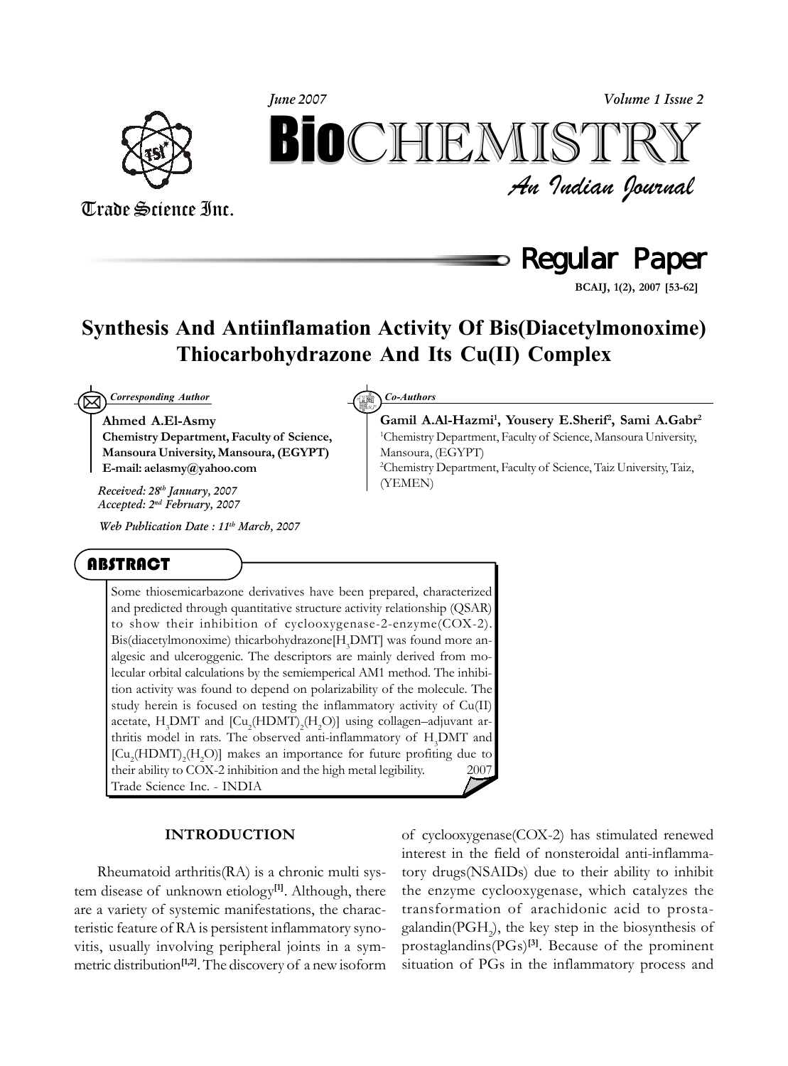Regular Paper

# Synthesis And Antiinflamation Activity Of Bis(Diacetylmonoxime) Thiocarbohydrazone And Its Cu(II) Complex

*Corresponding Author*

**Ahmed A.El-Asmy**
**Chemistry Department, Faculty of Science, Mansoura University, Mansoura, (EGYPT)**
**E-mail: aelasmy@yahoo.com**

*Received: 28th January, 2007*
*Accepted: 2nd February, 2007*

*Web Publication Date : 11th March, 2007*

*Co-Authors*

**Gamil A.Al-Hazmi[1], Yousery E.Sherif[2], Sami A.Gabr[2]**

[1]Chemistry Department, Faculty of Science, Mansoura University, Mansoura, (EGYPT)

[2]Chemistry Department, Faculty of Science, Taiz University, Taiz, (YEMEN)

## ABSTRACT

Some thiosemicarbazone derivatives have been prepared, characterized and predicted through quantitative structure activity relationship (QSAR) to show their inhibition of cyclooxygenase-2-enzyme(COX-2). Bis(diacetylmonoxime) thicarbohydrazone[$H_3DMT$] was found more analgesic and ulceroggenic. The descriptors are mainly derived from molecular orbital calculations by the semiemperical AM1 method. The inhibition activity was found to depend on polarizability of the molecule. The study herein is focused on testing the inflammatory activity of Cu(II) acetate, $H_3DMT$ and $[Cu_2(HDMT)_2(H_2O)]$ using collagen–adjuvant arthritis model in rats. The observed anti-inflammatory of $H_3DMT$ and $[Cu_2(HDMT)_2(H_2O)]$ makes an importance for future profiting due to their ability to COX-2 inhibition and the high metal legibility. © 2007 Trade Science Inc. - INDIA

## INTRODUCTION

Rheumatoid arthritis(RA) is a chronic multi system disease of unknown etiology[1]. Although, there are a variety of systemic manifestations, the characteristic feature of RA is persistent inflammatory synovitis, usually involving peripheral joints in a symmetric distribution[1,2]. The discovery of a new isoform of cyclooxygenase(COX-2) has stimulated renewed interest in the field of nonsteroidal anti-inflammatory drugs(NSAIDs) due to their ability to inhibit the enzyme cyclooxygenase, which catalyzes the transformation of arachidonic acid to prostagalandin($PGH_2$), the key step in the biosynthesis of prostaglandins(PGs)[3]. Because of the prominent situation of PGs in the inflammatory process and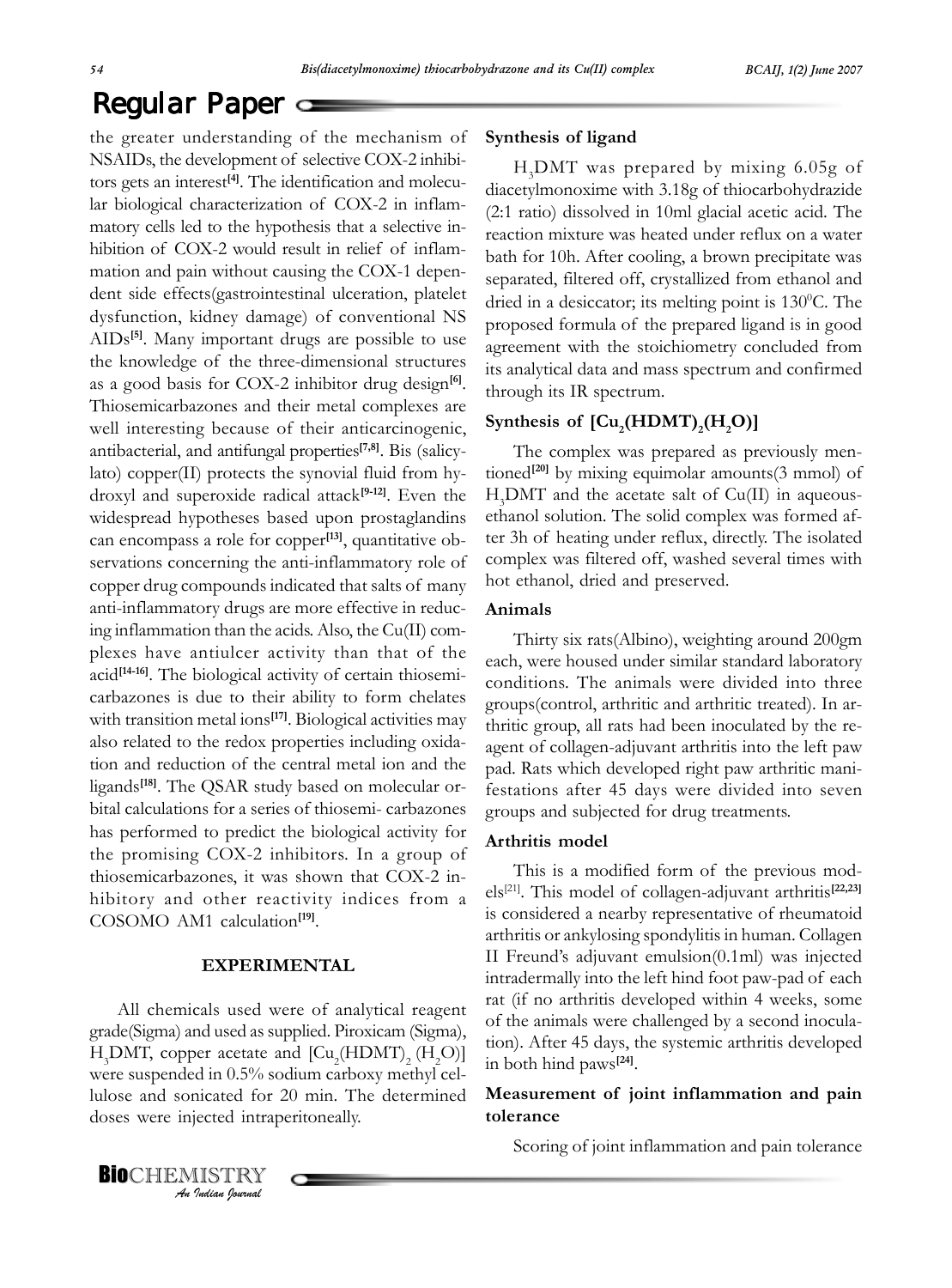the greater understanding of the mechanism of NSAIDs, the development of selective COX-2 inhibitors gets an interest[4]. The identification and molecular biological characterization of COX-2 in inflammatory cells led to the hypothesis that a selective inhibition of COX-2 would result in relief of inflammation and pain without causing the COX-1 dependent side effects(gastrointestinal ulceration, platelet dysfunction, kidney damage) of conventional NS AIDs[5]. Many important drugs are possible to use the knowledge of the three-dimensional structures as a good basis for COX-2 inhibitor drug design[6]. Thiosemicarbazones and their metal complexes are well interesting because of their anticarcinogenic, antibacterial, and antifungal properties[7,8]. Bis (salicylato) copper(II) protects the synovial fluid from hydroxyl and superoxide radical attack[9-12]. Even the widespread hypotheses based upon prostaglandins can encompass a role for copper[13], quantitative observations concerning the anti-inflammatory role of copper drug compounds indicated that salts of many anti-inflammatory drugs are more effective in reducing inflammation than the acids. Also, the Cu(II) complexes have antiulcer activity than that of the acid[14-16]. The biological activity of certain thiosemicarbazones is due to their ability to form chelates with transition metal ions[17]. Biological activities may also related to the redox properties including oxidation and reduction of the central metal ion and the ligands[18]. The QSAR study based on molecular orbital calculations for a series of thiosemi- carbazones has performed to predict the biological activity for the promising COX-2 inhibitors. In a group of thiosemicarbazones, it was shown that COX-2 inhibitory and other reactivity indices from a COSOMO AM1 calculation[19].

## EXPERIMENTAL

All chemicals used were of analytical reagent grade(Sigma) and used as supplied. Piroxicam (Sigma), $H_3$DMT, copper acetate and $[Cu_2(HDMT)_2(H_2O)]$ were suspended in 0.5% sodium carboxy methyl cellulose and sonicated for 20 min. The determined doses were injected intraperitoneally.

### Synthesis of ligand

$H_3$DMT was prepared by mixing 6.05g of diacetylmonoxime with 3.18g of thiocarbohydrazide (2:1 ratio) dissolved in 10ml glacial acetic acid. The reaction mixture was heated under reflux on a water bath for 10h. After cooling, a brown precipitate was separated, filtered off, crystallized from ethanol and dried in a desiccator; its melting point is 130$^0$C. The proposed formula of the prepared ligand is in good agreement with the stoichiometry concluded from its analytical data and mass spectrum and confirmed through its IR spectrum.

### Synthesis of $[Cu_2(HDMT)_2(H_2O)]$

The complex was prepared as previously mentioned[20] by mixing equimolar amounts(3 mmol) of $H_3$DMT and the acetate salt of Cu(II) in aqueous-ethanol solution. The solid complex was formed after 3h of heating under reflux, directly. The isolated complex was filtered off, washed several times with hot ethanol, dried and preserved.

### Animals

Thirty six rats(Albino), weighting around 200gm each, were housed under similar standard laboratory conditions. The animals were divided into three groups(control, arthritic and arthritic treated). In arthritic group, all rats had been inoculated by the reagent of collagen-adjuvant arthritis into the left paw pad. Rats which developed right paw arthritic manifestations after 45 days were divided into seven groups and subjected for drug treatments.

### Arthritis model

This is a modified form of the previous models[21]. This model of collagen-adjuvant arthritis[22,23] is considered a nearby representative of rheumatoid arthritis or ankylosing spondylitis in human. Collagen II Freund's adjuvant emulsion(0.1ml) was injected intradermally into the left hind foot paw-pad of each rat (if no arthritis developed within 4 weeks, some of the animals were challenged by a second inoculation). After 45 days, the systemic arthritis developed in both hind paws[24].

### Measurement of joint inflammation and pain tolerance

Scoring of joint inflammation and pain tolerance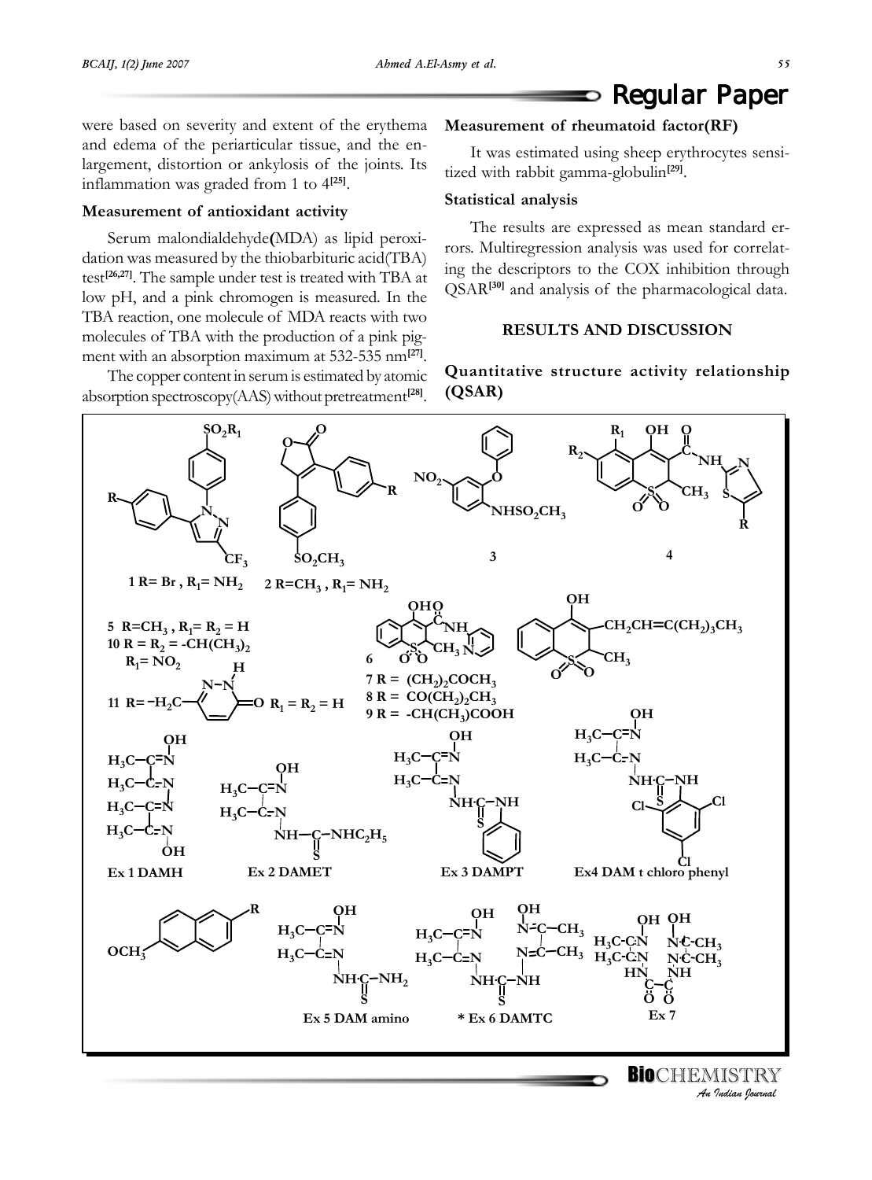were based on severity and extent of the erythema and edema of the periarticular tissue, and the enlargement, distortion or ankylosis of the joints. Its inflammation was graded from 1 to 4[25].

### Measurement of antioxidant activity

Serum malondialdehyde(MDA) as lipid peroxidation was measured by the thiobarbituric acid(TBA) test[26,27]. The sample under test is treated with TBA at low pH, and a pink chromogen is measured. In the TBA reaction, one molecule of MDA reacts with two molecules of TBA with the production of a pink pigment with an absorption maximum at 532-535 nm[27].

The copper content in serum is estimated by atomic absorption spectroscopy(AAS) without pretreatment[28].

### Measurement of rheumatoid factor(RF)

It was estimated using sheep erythrocytes sensitized with rabbit gamma-globulin[29].

### Statistical analysis

The results are expressed as mean standard errors. Multiregression analysis was used for correlating the descriptors to the COX inhibition through QSAR[30] and analysis of the pharmacological data.

## RESULTS AND DISCUSSION

### Quantitative structure activity relationship (QSAR)

1 R= Br , $R_1$= $NH_2$ 2 R=$CH_3$ , $R_1$= $NH_2$

3

4

5 R=$CH_3$ , $R_1$= $R_2$ = H
10 R = $R_2$ = -$CH(CH_3)_2$
$R_1$= $NO_2$
11 R= $-H_2C-$ $R_1$ = $R_2$ = H

6
7 R = $(CH_2)_2COCH_3$
8 R = $CO(CH_2)_2CH_3$
9 R = -$CH(CH_3)COOH$

Ex 1 DAMH Ex 2 DAMET Ex 3 DAMPT Ex4 DAM t chloro phenyl

Ex 5 DAM amino * Ex 6 DAMTC Ex 7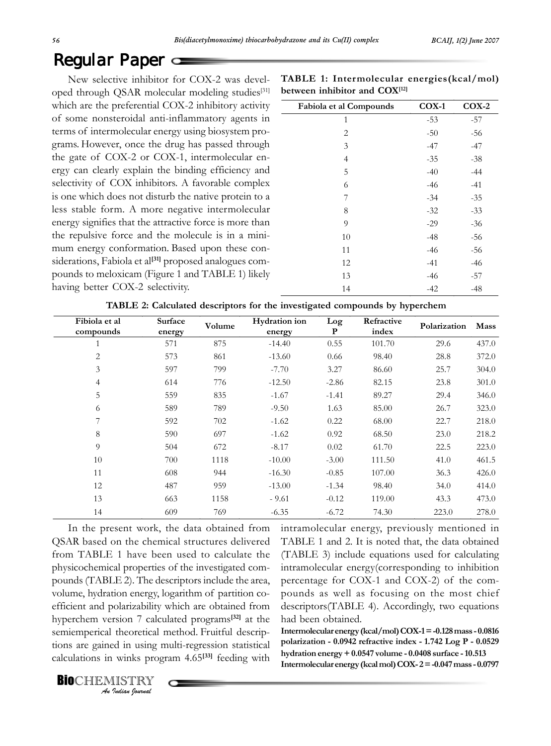## Regular Paper

New selective inhibitor for COX-2 was developed through QSAR molecular modeling studies[31] which are the preferential COX-2 inhibitory activity of some nonsteroidal anti-inflammatory agents in terms of intermolecular energy using biosystem programs. However, once the drug has passed through the gate of COX-2 or COX-1, intermolecular energy can clearly explain the binding efficiency and selectivity of COX inhibitors. A favorable complex is one which does not disturb the native protein to a less stable form. A more negative intermolecular energy signifies that the attractive force is more than the repulsive force and the molecule is in a minimum energy conformation. Based upon these considerations, Fabiola et al[31] proposed analogues compounds to meloxicam (Figure 1 and TABLE 1) likely having better COX-2 selectivity.

**TABLE 1: Intermolecular energies(kcal/mol) between inhibitor and COX[12]**

| Fabiola et al Compounds | COX-1 | COX-2 |
|---|---|---|
| 1 | -53 | -57 |
| 2 | -50 | -56 |
| 3 | -47 | -47 |
| 4 | -35 | -38 |
| 5 | -40 | -44 |
| 6 | -46 | -41 |
| 7 | -34 | -35 |
| 8 | -32 | -33 |
| 9 | -29 | -36 |
| 10 | -48 | -56 |
| 11 | -46 | -56 |
| 12 | -41 | -46 |
| 13 | -46 | -57 |
| 14 | -42 | -48 |

**TABLE 2: Calculated descriptors for the investigated compounds by hyperchem**

| Fibiola et al compounds | Surface energy | Volume | Hydration ion energy | Log P | Refractive index | Polarization | Mass |
|---|---|---|---|---|---|---|---|
| 1 | 571 | 875 | -14.40 | 0.55 | 101.70 | 29.6 | 437.0 |
| 2 | 573 | 861 | -13.60 | 0.66 | 98.40 | 28.8 | 372.0 |
| 3 | 597 | 799 | -7.70 | 3.27 | 86.60 | 25.7 | 304.0 |
| 4 | 614 | 776 | -12.50 | -2.86 | 82.15 | 23.8 | 301.0 |
| 5 | 559 | 835 | -1.67 | -1.41 | 89.27 | 29.4 | 346.0 |
| 6 | 589 | 789 | -9.50 | 1.63 | 85.00 | 26.7 | 323.0 |
| 7 | 592 | 702 | -1.62 | 0.22 | 68.00 | 22.7 | 218.0 |
| 8 | 590 | 697 | -1.62 | 0.92 | 68.50 | 23.0 | 218.2 |
| 9 | 504 | 672 | -8.17 | 0.02 | 61.70 | 22.5 | 223.0 |
| 10 | 700 | 1118 | -10.00 | -3.00 | 111.50 | 41.0 | 461.5 |
| 11 | 608 | 944 | -16.30 | -0.85 | 107.00 | 36.3 | 426.0 |
| 12 | 487 | 959 | -13.00 | -1.34 | 98.40 | 34.0 | 414.0 |
| 13 | 663 | 1158 | - 9.61 | -0.12 | 119.00 | 43.3 | 473.0 |
| 14 | 609 | 769 | -6.35 | -6.72 | 74.30 | 223.0 | 278.0 |

In the present work, the data obtained from QSAR based on the chemical structures delivered from TABLE 1 have been used to calculate the physicochemical properties of the investigated compounds (TABLE 2). The descriptors include the area, volume, hydration energy, logarithm of partition coefficient and polarizability which are obtained from hyperchem version 7 calculated programs[32] at the semiemperical theoretical method. Fruitful descriptions are gained in using multi-regression statistical calculations in winks program 4.65[33] feeding with intramolecular energy, previously mentioned in TABLE 1 and 2. It is noted that, the data obtained (TABLE 3) include equations used for calculating intramolecular energy(corresponding to inhibition percentage for COX-1 and COX-2) of the compounds as well as focusing on the most chief descriptors(TABLE 4). Accordingly, two equations had been obtained.

**Intermolecular energy (kcal/mol) COX-1 = -0.128 mass - 0.0816 polarization - 0.0942 refractive index - 1.742 Log P - 0.0529 hydration energy + 0.0547 volume - 0.0408 surface - 10.513**

**Intermolecular energy (kcal mol) COX- 2 = -0.047 mass - 0.0797**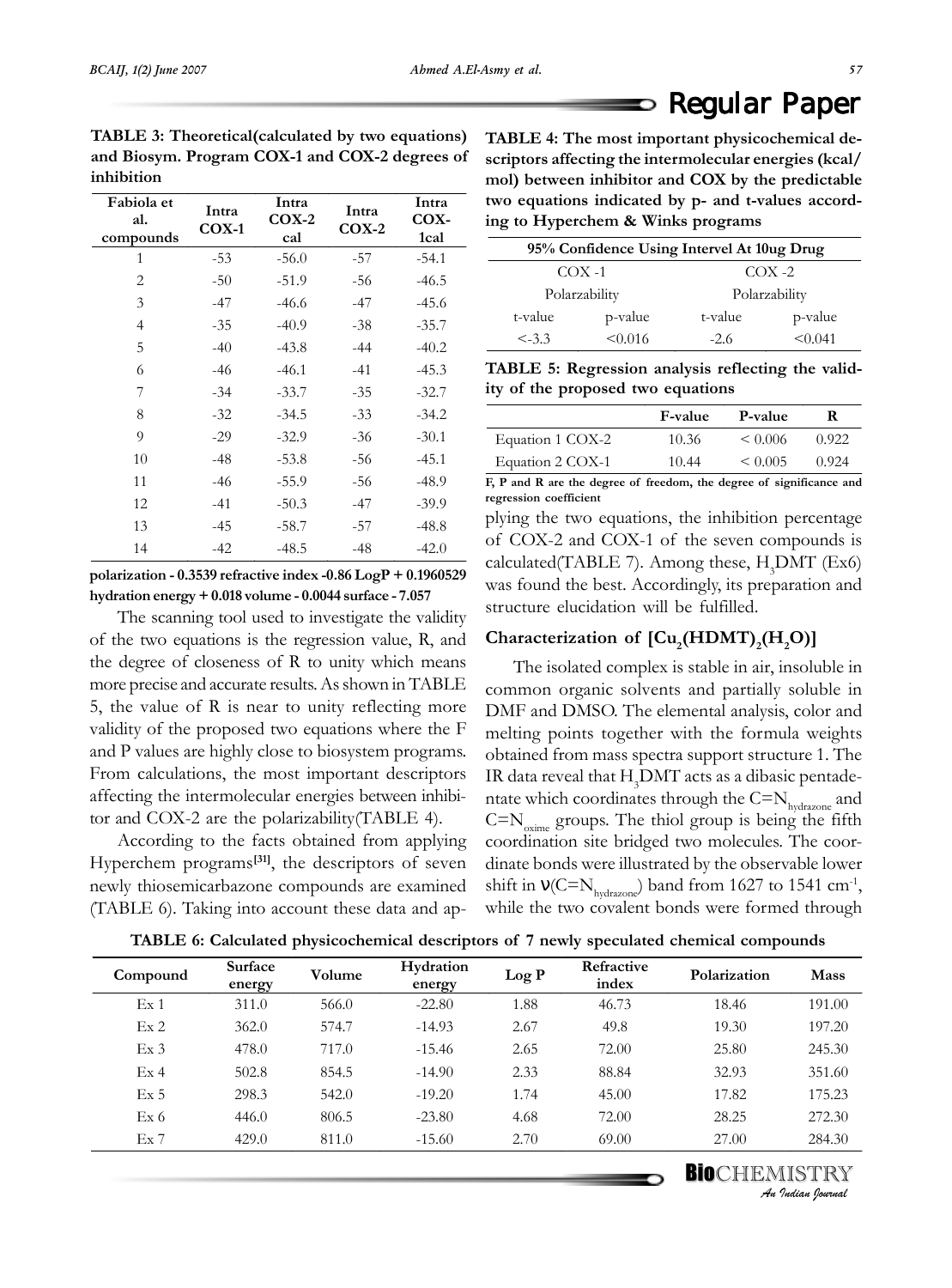**TABLE 3: Theoretical(calculated by two equations) and Biosym. Program COX-1 and COX-2 degrees of inhibition**

| Fabiola et al. compounds | Intra COX-1 | Intra COX-2 cal | Intra COX-2 | Intra COX-1cal |
|---|---|---|---|---|
| 1 | -53 | -56.0 | -57 | -54.1 |
| 2 | -50 | -51.9 | -56 | -46.5 |
| 3 | -47 | -46.6 | -47 | -45.6 |
| 4 | -35 | -40.9 | -38 | -35.7 |
| 5 | -40 | -43.8 | -44 | -40.2 |
| 6 | -46 | -46.1 | -41 | -45.3 |
| 7 | -34 | -33.7 | -35 | -32.7 |
| 8 | -32 | -34.5 | -33 | -34.2 |
| 9 | -29 | -32.9 | -36 | -30.1 |
| 10 | -48 | -53.8 | -56 | -45.1 |
| 11 | -46 | -55.9 | -56 | -48.9 |
| 12 | -41 | -50.3 | -47 | -39.9 |
| 13 | -45 | -58.7 | -57 | -48.8 |
| 14 | -42 | -48.5 | -48 | -42.0 |

**polarization - 0.3539 refractive index -0.86 LogP + 0.1960529 hydration energy + 0.018 volume - 0.0044 surface - 7.057**

The scanning tool used to investigate the validity of the two equations is the regression value, R, and the degree of closeness of R to unity which means more precise and accurate results. As shown in TABLE 5, the value of R is near to unity reflecting more validity of the proposed two equations where the F and P values are highly close to biosystem programs. From calculations, the most important descriptors affecting the intermolecular energies between inhibitor and COX-2 are the polarizability(TABLE 4).

According to the facts obtained from applying Hyperchem programs[31], the descriptors of seven newly thiosemicarbazone compounds are examined (TABLE 6). Taking into account these data and applying the two equations, the inhibition percentage of COX-2 and COX-1 of the seven compounds is calculated(TABLE 7). Among these, $H_3DMT$ (Ex6) was found the best. Accordingly, its preparation and structure elucidation will be fulfilled.

**TABLE 4: The most important physicochemical descriptors affecting the intermolecular energies (kcal/mol) between inhibitor and COX by the predictable two equations indicated by p- and t-values according to Hyperchem & Winks programs**

| 95% Confidence Using Intervel At 10ug Drug | | | |
|---|---|---|---|
| COX -1 | | COX -2 | |
| Polarzability | | Polarzability | |
| t-value | p-value | t-value | p-value |
| <-3.3 | <0.016 | -2.6 | <0.041 |

**TABLE 5: Regression analysis reflecting the validity of the proposed two equations**

| | F-value | P-value | R |
|---|---|---|---|
| Equation 1 COX-2 | 10.36 | < 0.006 | 0.922 |
| Equation 2 COX-1 | 10.44 | < 0.005 | 0.924 |

**F, P and R are the degree of freedom, the degree of significance and regression coefficient**

## Characterization of $[Cu_2(HDMT)_2(H_2O)]$

The isolated complex is stable in air, insoluble in common organic solvents and partially soluble in DMF and DMSO. The elemental analysis, color and melting points together with the formula weights obtained from mass spectra support structure 1. The IR data reveal that $H_3DMT$ acts as a dibasic pentadentate which coordinates through the $C=N_{hydrazone}$ and $C=N_{oxime}$ groups. The thiol group is being the fifth coordination site bridged two molecules. The coordinate bonds were illustrated by the observable lower shift in $\nu(C=N_{hydrazone})$ band from 1627 to 1541 $cm^{-1}$, while the two covalent bonds were formed through

**TABLE 6: Calculated physicochemical descriptors of 7 newly speculated chemical compounds**

| Compound | Surface energy | Volume | Hydration energy | Log P | Refractive index | Polarization | Mass |
|---|---|---|---|---|---|---|---|
| Ex 1 | 311.0 | 566.0 | -22.80 | 1.88 | 46.73 | 18.46 | 191.00 |
| Ex 2 | 362.0 | 574.7 | -14.93 | 2.67 | 49.8 | 19.30 | 197.20 |
| Ex 3 | 478.0 | 717.0 | -15.46 | 2.65 | 72.00 | 25.80 | 245.30 |
| Ex 4 | 502.8 | 854.5 | -14.90 | 2.33 | 88.84 | 32.93 | 351.60 |
| Ex 5 | 298.3 | 542.0 | -19.20 | 1.74 | 45.00 | 17.82 | 175.23 |
| Ex 6 | 446.0 | 806.5 | -23.80 | 4.68 | 72.00 | 28.25 | 272.30 |
| Ex 7 | 429.0 | 811.0 | -15.60 | 2.70 | 69.00 | 27.00 | 284.30 |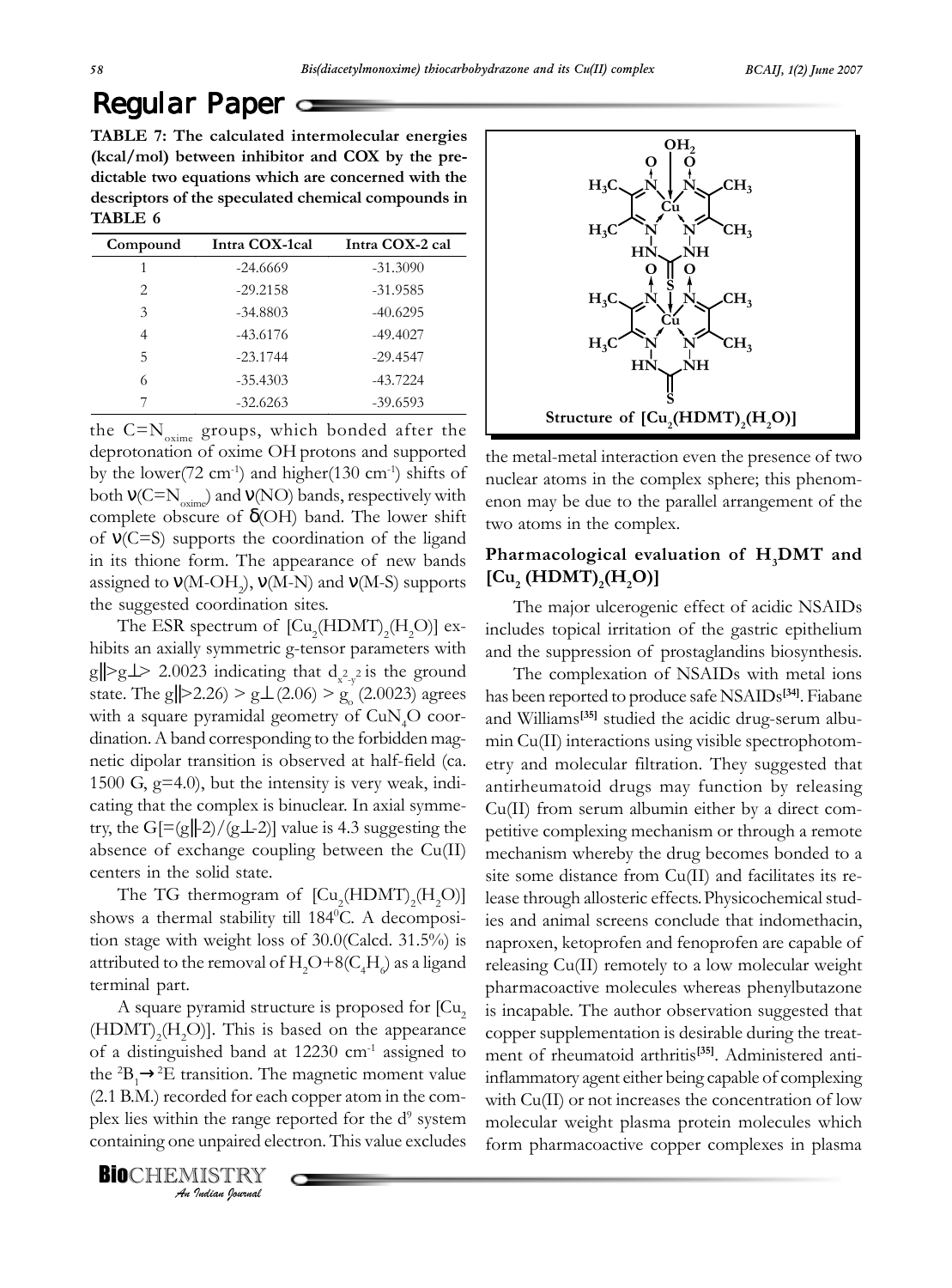## Regular Paper

**TABLE 7: The calculated intermolecular energies (kcal/mol) between inhibitor and COX by the predictable two equations which are concerned with the descriptors of the speculated chemical compounds in TABLE 6**

| Compound | Intra COX-1cal | Intra COX-2 cal |
|---|---|---|
| 1 | -24.6669 | -31.3090 |
| 2 | -29.2158 | -31.9585 |
| 3 | -34.8803 | -40.6295 |
| 4 | -43.6176 | -49.4027 |
| 5 | -23.1744 | -29.4547 |
| 6 | -35.4303 | -43.7224 |
| 7 | -32.6263 | -39.6593 |

the $C=N_{oxime}$ groups, which bonded after the deprotonation of oxime OH protons and supported by the lower(72 $cm^{-1}$) and higher(130 $cm^{-1}$) shifts of both $\nu(C=N_{oxime})$ and $\nu(NO)$ bands, respectively with complete obscure of $\delta(OH)$ band. The lower shift of $\nu(C=S)$ supports the coordination of the ligand in its thione form. The appearance of new bands assigned to $\nu(M\text{-}OH_2)$, $\nu(M\text{-}N)$ and $\nu(M\text{-}S)$ supports the suggested coordination sites.

The ESR spectrum of $[Cu_2(HDMT)_2(H_2O)]$ exhibits an axially symmetric g-tensor parameters with $g\| > g\perp > 2.0023$ indicating that $d_{x^2-y^2}$ is the ground state. The $g\|>2.26) > g\perp(2.06) > g_o$ (2.0023) agrees with a square pyramidal geometry of $CuN_4O$ coordination. A band corresponding to the forbidden magnetic dipolar transition is observed at half-field (ca. 1500 G, g=4.0), but the intensity is very weak, indicating that the complex is binuclear. In axial symmetry, the $G[=(g\|-2)/(g\perp-2)]$ value is 4.3 suggesting the absence of exchange coupling between the Cu(II) centers in the solid state.

The TG thermogram of $[Cu_2(HDMT)_2(H_2O)]$ shows a thermal stability till 184$^0$C. A decomposition stage with weight loss of 30.0(Calcd. 31.5%) is attributed to the removal of $H_2O+8(C_4H_6)$ as a ligand terminal part.

A square pyramid structure is proposed for $[Cu_2(HDMT)_2(H_2O)]$. This is based on the appearance of a distinguished band at 12230 $cm^{-1}$ assigned to the $^2B_1 \rightarrow {}^2E$ transition. The magnetic moment value (2.1 B.M.) recorded for each copper atom in the complex lies within the range reported for the $d^9$ system containing one unpaired electron. This value excludes the metal-metal interaction even the presence of two nuclear atoms in the complex sphere; this phenomenon may be due to the parallel arrangement of the two atoms in the complex.

Structure of $[Cu_2(HDMT)_2(H_2O)]$

### Pharmacological evaluation of $H_3DMT$ and $[Cu_2(HDMT)_2(H_2O)]$

The major ulcerogenic effect of acidic NSAIDs includes topical irritation of the gastric epithelium and the suppression of prostaglandins biosynthesis.

The complexation of NSAIDs with metal ions has been reported to produce safe NSAIDs[34]. Fiabane and Williams[35] studied the acidic drug-serum albumin Cu(II) interactions using visible spectrophotometry and molecular filtration. They suggested that antirheumatoid drugs may function by releasing Cu(II) from serum albumin either by a direct competitive complexing mechanism or through a remote mechanism whereby the drug becomes bonded to a site some distance from Cu(II) and facilitates its release through allosteric effects. Physicochemical studies and animal screens conclude that indomethacin, naproxen, ketoprofen and fenoprofen are capable of releasing Cu(II) remotely to a low molecular weight pharmacoactive molecules whereas phenylbutazone is incapable. The author observation suggested that copper supplementation is desirable during the treatment of rheumatoid arthritis[35]. Administered anti-inflammatory agent either being capable of complexing with Cu(II) or not increases the concentration of low molecular weight plasma protein molecules which form pharmacoactive copper complexes in plasma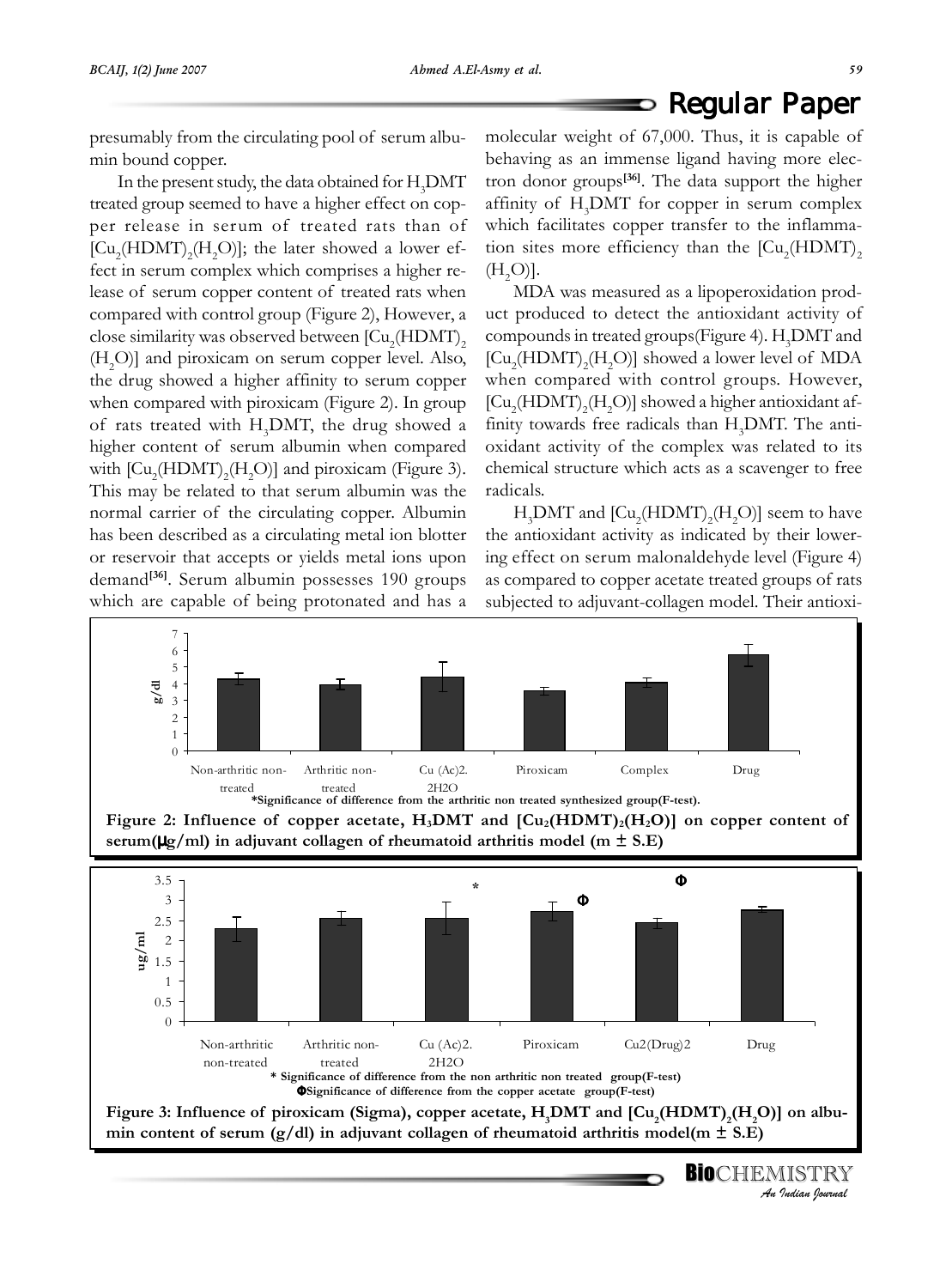presumably from the circulating pool of serum albumin bound copper.

In the present study, the data obtained for $H_3DMT$ treated group seemed to have a higher effect on copper release in serum of treated rats than of $[Cu_2(HDMT)_2(H_2O)]$; the later showed a lower effect in serum complex which comprises a higher release of serum copper content of treated rats when compared with control group (Figure 2), However, a close similarity was observed between $[Cu_2(HDMT)_2(H_2O)]$ and piroxicam on serum copper level. Also, the drug showed a higher affinity to serum copper when compared with piroxicam (Figure 2). In group of rats treated with $H_3DMT$, the drug showed a higher content of serum albumin when compared with $[Cu_2(HDMT)_2(H_2O)]$ and piroxicam (Figure 3). This may be related to that serum albumin was the normal carrier of the circulating copper. Albumin has been described as a circulating metal ion blotter or reservoir that accepts or yields metal ions upon demand[36]. Serum albumin possesses 190 groups which are capable of being protonated and has a molecular weight of 67,000. Thus, it is capable of behaving as an immense ligand having more electron donor groups[36]. The data support the higher affinity of $H_3DMT$ for copper in serum complex which facilitates copper transfer to the inflammation sites more efficiency than the $[Cu_2(HDMT)_2(H_2O)]$.

MDA was measured as a lipoperoxidation product produced to detect the antioxidant activity of compounds in treated groups(Figure 4). $H_3DMT$ and $[Cu_2(HDMT)_2(H_2O)]$ showed a lower level of MDA when compared with control groups. However, $[Cu_2(HDMT)_2(H_2O)]$ showed a higher antioxidant affinity towards free radicals than $H_3DMT$. The antioxidant activity of the complex was related to its chemical structure which acts as a scavenger to free radicals.

$H_3DMT$ and $[Cu_2(HDMT)_2(H_2O)]$ seem to have the antioxidant activity as indicated by their lowering effect on serum malonaldehyde level (Figure 4) as compared to copper acetate treated groups of rats subjected to adjuvant-collagen model. Their antioxi-

*Significance of difference from the arthritic non treated synthesized group(F-test).

**Figure 2: Influence of copper acetate, $H_3DMT$ and $[Cu_2(HDMT)_2(H_2O)]$ on copper content of serum(μg/ml) in adjuvant collagen of rheumatoid arthritis model (m ± S.E)**

\* Significance of difference from the non arthritic non treated group(F-test)
Φ Significance of difference from the copper acetate group(F-test)

**Figure 3: Influence of piroxicam (Sigma), copper acetate, $H_3DMT$ and $[Cu_2(HDMT)_2(H_2O)]$ on albumin content of serum (g/dl) in adjuvant collagen of rheumatoid arthritis model(m ± S.E)**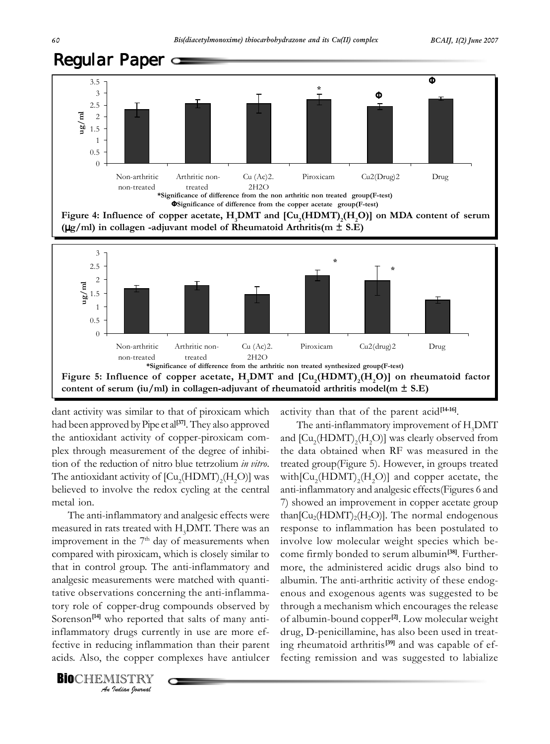## Regular Paper

*Significance of difference from the non arthritic non treated group(F-test)

ΦSignificance of difference from the copper acetate group(F-test)

**Figure 4: Influence of copper acetate, $H_3DMT$ and $[Cu_2(HDMT)_2(H_2O)]$ on MDA content of serum (μg/ml) in collagen -adjuvant model of Rheumatoid Arthritis(m ± S.E)**

*Significance of difference from the arthritic non treated synthesized group(F-test)

**Figure 5: Influence of copper acetate, $H_3DMT$ and $[Cu_2(HDMT)_2(H_2O)]$ on rheumatoid factor content of serum (iu/ml) in collagen-adjuvant of rheumatoid arthritis model(m ± S.E)**

dant activity was similar to that of piroxicam which had been approved by Pipe et al[37]. They also approved the antioxidant activity of copper-piroxicam complex through measurement of the degree of inhibition of the reduction of nitro blue tetrzolium *in vitro.* The antioxidant activity of $[Cu_2(HDMT)_2(H_2O)]$ was believed to involve the redox cycling at the central metal ion.

The anti-inflammatory and analgesic effects were measured in rats treated with $H_3DMT$. There was an improvement in the $7^{th}$ day of measurements when compared with piroxicam, which is closely similar to that in control group. The anti-inflammatory and analgesic measurements were matched with quantitative observations concerning the anti-inflammatory role of copper-drug compounds observed by Sorenson[14] who reported that salts of many anti-inflammatory drugs currently in use are more effective in reducing inflammation than their parent acids. Also, the copper complexes have antiulcer activity than that of the parent acid[14-16].

The anti-inflammatory improvement of $H_3DMT$ and $[Cu_2(HDMT)_2(H_2O)]$ was clearly observed from the data obtained when RF was measured in the treated group(Figure 5). However, in groups treated with$[Cu_2(HDMT)_2(H_2O)]$ and copper acetate, the anti-inflammatory and analgesic effects(Figures 6 and 7) showed an improvement in copper acetate group than$[Cu_2(HDMT)_2(H_2O)]$. The normal endogenous response to inflammation has been postulated to involve low molecular weight species which become firmly bonded to serum albumin[38]. Furthermore, the administered acidic drugs also bind to albumin. The anti-arthritic activity of these endogenous and exogenous agents was suggested to be through a mechanism which encourages the release of albumin-bound copper[2]. Low molecular weight drug, D-penicillamine, has also been used in treating rheumatoid arthritis[39] and was capable of effecting remission and was suggested to labialize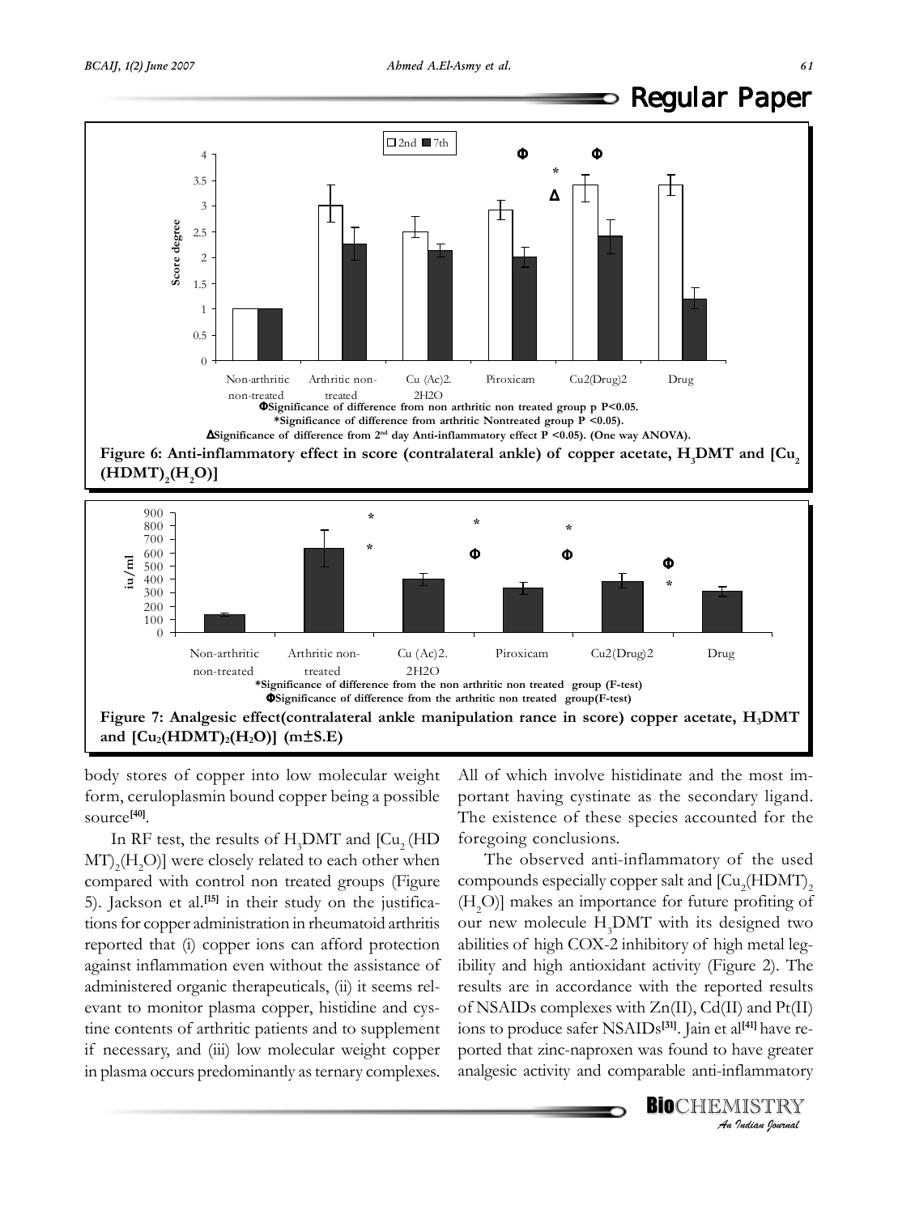Φ Significance of difference from non arthritic non treated group p P<0.05.
*Significance of difference from arthritic Nontreated group P <0.05).
Δ Significance of difference from 2nd day Anti-inflammatory effect P <0.05). (One way ANOVA).

**Figure 6: Anti-inflammatory effect in score (contralateral ankle) of copper acetate, $H_3DMT$ and $[Cu_2(HDMT)_2(H_2O)]$**

*Significance of difference from the non arthritic non treated group (F-test)
Φ Significance of difference from the arthritic non treated group(F-test)

**Figure 7: Analgesic effect(contralateral ankle manipulation rance in score) copper acetate, $H_3DMT$ and $[Cu_2(HDMT)_2(H_2O)]$ (m±S.E)**

body stores of copper into low molecular weight form, ceruloplasmin bound copper being a possible source[40].

In RF test, the results of $H_3DMT$ and $[Cu_2(HDMT)_2(H_2O)]$ were closely related to each other when compared with control non treated groups (Figure 5). Jackson et al.[15] in their study on the justifications for copper administration in rheumatoid arthritis reported that (i) copper ions can afford protection against inflammation even without the assistance of administered organic therapeuticals, (ii) it seems relevant to monitor plasma copper, histidine and cystine contents of arthritic patients and to supplement if necessary, and (iii) low molecular weight copper in plasma occurs predominantly as ternary complexes. All of which involve histidinate and the most important having cystinate as the secondary ligand. The existence of these species accounted for the foregoing conclusions.

The observed anti-inflammatory of the used compounds especially copper salt and $[Cu_2(HDMT)_2(H_2O)]$ makes an importance for future profiting of our new molecule $H_3DMT$ with its designed two abilities of high COX-2 inhibitory of high metal legibility and high antioxidant activity (Figure 2). The results are in accordance with the reported results of NSAIDs complexes with Zn(II), Cd(II) and Pt(II) ions to produce safer NSAIDs[31]. Jain et al[41] have reported that zinc-naproxen was found to have greater analgesic activity and comparable anti-inflammatory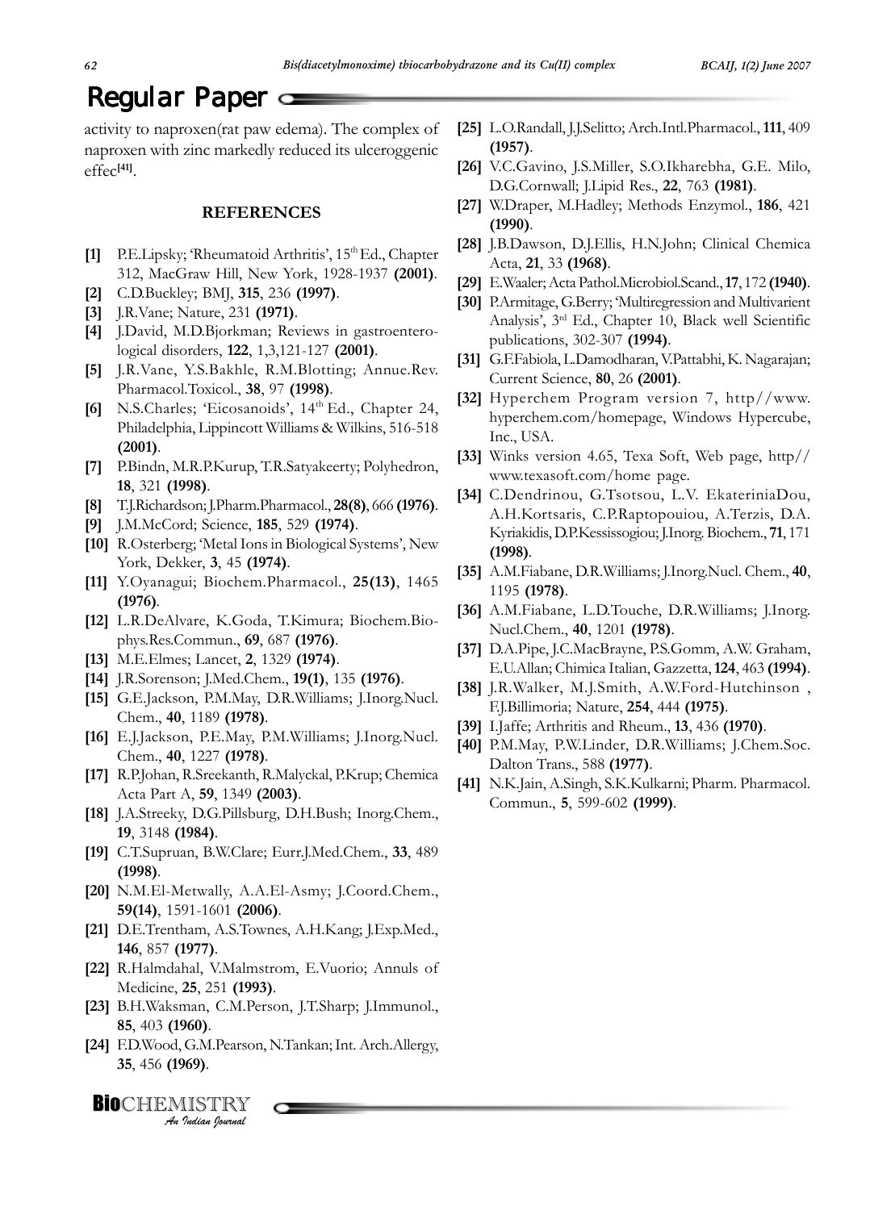activity to naproxen(rat paw edema). The complex of naproxen with zinc markedly reduced its ulceroggenic effec[41].

## REFERENCES

**[1]** P.E.Lipsky; 'Rheumatoid Arthritis', 15th Ed., Chapter 312, MacGraw Hill, New York, 1928-1937 **(2001)**.

**[2]** C.D.Buckley; BMJ, **315**, 236 **(1997)**.

**[3]** J.R.Vane; Nature, 231 **(1971)**.

**[4]** J.David, M.D.Bjorkman; Reviews in gastroenterological disorders, **122**, 1,3,121-127 **(2001)**.

**[5]** J.R.Vane, Y.S.Bakhle, R.M.Blotting; Annue.Rev. Pharmacol.Toxicol., **38**, 97 **(1998)**.

**[6]** N.S.Charles; 'Eicosanoids', 14th Ed., Chapter 24, Philadelphia, Lippincott Williams & Wilkins, 516-518 **(2001)**.

**[7]** P.Bindn, M.R.P.Kurup, T.R.Satyakeerty; Polyhedron, **18**, 321 **(1998)**.

**[8]** T.J.Richardson; J.Pharm.Pharmacol., **28(8)**, 666 **(1976)**.

**[9]** J.M.McCord; Science, **185**, 529 **(1974)**.

**[10]** R.Osterberg; 'Metal Ions in Biological Systems', New York, Dekker, **3**, 45 **(1974)**.

**[11]** Y.Oyanagui; Biochem.Pharmacol., **25(13)**, 1465 **(1976)**.

**[12]** L.R.DeAlvare, K.Goda, T.Kimura; Biochem.Biophys.Res.Commun., **69**, 687 **(1976)**.

**[13]** M.E.Elmes; Lancet, **2**, 1329 **(1974)**.

**[14]** J.R.Sorenson; J.Med.Chem., **19(1)**, 135 **(1976)**.

**[15]** G.E.Jackson, P.M.May, D.R.Williams; J.Inorg.Nucl. Chem., **40**, 1189 **(1978)**.

**[16]** E.J.Jackson, P.E.May, P.M.Williams; J.Inorg.Nucl. Chem., **40**, 1227 **(1978)**.

**[17]** R.P.Johan, R.Sreekanth, R.Malyckal, P.Krup; Chemica Acta Part A, **59**, 1349 **(2003)**.

**[18]** J.A.Streeky, D.G.Pillsburg, D.H.Bush; Inorg.Chem., **19**, 3148 **(1984)**.

**[19]** C.T.Supruan, B.W.Clare; Eurr.J.Med.Chem., **33**, 489 **(1998)**.

**[20]** N.M.El-Metwally, A.A.El-Asmy; J.Coord.Chem., **59(14)**, 1591-1601 **(2006)**.

**[21]** D.E.Trentham, A.S.Townes, A.H.Kang; J.Exp.Med., **146**, 857 **(1977)**.

**[22]** R.Halmdahal, V.Malmstrom, E.Vuorio; Annuls of Medicine, **25**, 251 **(1993)**.

**[23]** B.H.Waksman, C.M.Person, J.T.Sharp; J.Immunol., **85**, 403 **(1960)**.

**[24]** F.D.Wood, G.M.Pearson, N.Tankan; Int. Arch.Allergy, **35**, 456 **(1969)**.

**[25]** L.O.Randall, J.J.Selitto; Arch.Intl.Pharmacol., **111**, 409 **(1957)**.

**[26]** V.C.Gavino, J.S.Miller, S.O.Ikharebha, G.E. Milo, D.G.Cornwall; J.Lipid Res., **22**, 763 **(1981)**.

**[27]** W.Draper, M.Hadley; Methods Enzymol., **186**, 421 **(1990)**.

**[28]** J.B.Dawson, D.J.Ellis, H.N.John; Clinical Chemica Acta, **21**, 33 **(1968)**.

**[29]** E.Waaler; Acta Pathol.Microbiol.Scand., **17**, 172 **(1940)**.

**[30]** P.Armitage, G.Berry; 'Multiregression and Multivarient Analysis', 3rd Ed., Chapter 10, Black well Scientific publications, 302-307 **(1994)**.

**[31]** G.F.Fabiola, L.Damodharan, V.Pattabhi, K. Nagarajan; Current Science, **80**, 26 **(2001)**.

**[32]** Hyperchem Program version 7, http//www.hyperchem.com/homepage, Windows Hypercube, Inc., USA.

**[33]** Winks version 4.65, Texa Soft, Web page, http//www.texasoft.com/home page.

**[34]** C.Dendrinou, G.Tsotsou, L.V. EkateriniaDou, A.H.Kortsaris, C.P.Raptopouiou, A.Terzis, D.A. Kyriakidis, D.P.Kessissogiou; J.Inorg. Biochem., **71**, 171 **(1998)**.

**[35]** A.M.Fiabane, D.R.Williams; J.Inorg.Nucl. Chem., **40**, 1195 **(1978)**.

**[36]** A.M.Fiabane, L.D.Touche, D.R.Williams; J.Inorg. Nucl.Chem., **40**, 1201 **(1978)**.

**[37]** D.A.Pipe, J.C.MacBrayne, P.S.Gomm, A.W. Graham, E.U.Allan; Chimica Italian, Gazzetta, **124**, 463 **(1994)**.

**[38]** J.R.Walker, M.J.Smith, A.W.Ford-Hutchinson , F.J.Billimoria; Nature, **254**, 444 **(1975)**.

**[39]** I.Jaffe; Arthritis and Rheum., **13**, 436 **(1970)**.

**[40]** P.M.May, P.W.Linder, D.R.Williams; J.Chem.Soc. Dalton Trans., 588 **(1977)**.

**[41]** N.K.Jain, A.Singh, S.K.Kulkarni; Pharm. Pharmacol. Commun., **5**, 599-602 **(1999)**.